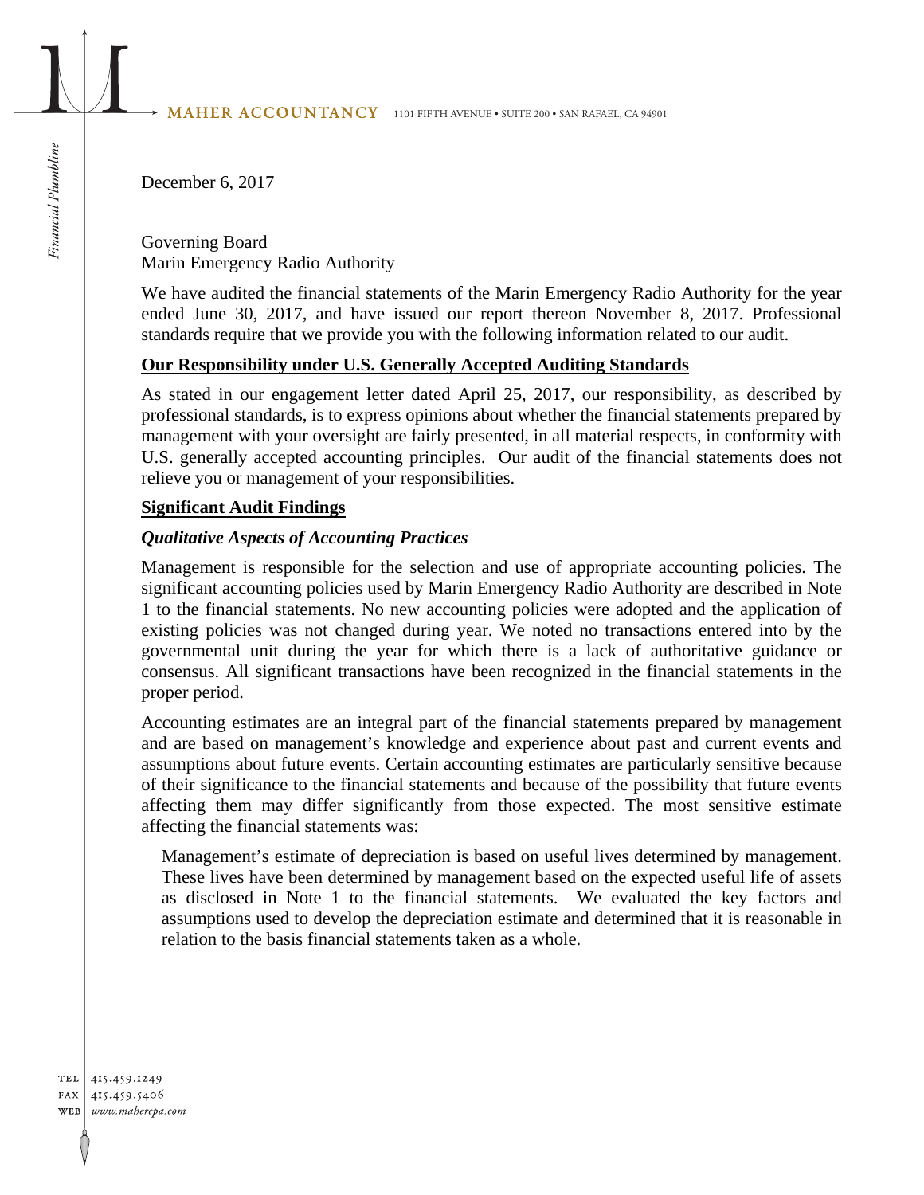MAHER ACCOUNTANCY 1101 FIFTH AVENUE • SUITE 200 • SAN RAFAEL, CA 94901

December 6, 2017

Governing Board
Marin Emergency Radio Authority

We have audited the financial statements of the Marin Emergency Radio Authority for the year ended June 30, 2017, and have issued our report thereon November 8, 2017. Professional standards require that we provide you with the following information related to our audit.

**Our Responsibility under U.S. Generally Accepted Auditing Standards**

As stated in our engagement letter dated April 25, 2017, our responsibility, as described by professional standards, is to express opinions about whether the financial statements prepared by management with your oversight are fairly presented, in all material respects, in conformity with U.S. generally accepted accounting principles. Our audit of the financial statements does not relieve you or management of your responsibilities.

**Significant Audit Findings**

***Qualitative Aspects of Accounting Practices***

Management is responsible for the selection and use of appropriate accounting policies. The significant accounting policies used by Marin Emergency Radio Authority are described in Note 1 to the financial statements. No new accounting policies were adopted and the application of existing policies was not changed during year. We noted no transactions entered into by the governmental unit during the year for which there is a lack of authoritative guidance or consensus. All significant transactions have been recognized in the financial statements in the proper period.

Accounting estimates are an integral part of the financial statements prepared by management and are based on management's knowledge and experience about past and current events and assumptions about future events. Certain accounting estimates are particularly sensitive because of their significance to the financial statements and because of the possibility that future events affecting them may differ significantly from those expected. The most sensitive estimate affecting the financial statements was:

> Management's estimate of depreciation is based on useful lives determined by management. These lives have been determined by management based on the expected useful life of assets as disclosed in Note 1 to the financial statements. We evaluated the key factors and assumptions used to develop the depreciation estimate and determined that it is reasonable in relation to the basis financial statements taken as a whole.

TEL 415.459.1249
FAX 415.459.5406
WEB www.mahercpa.com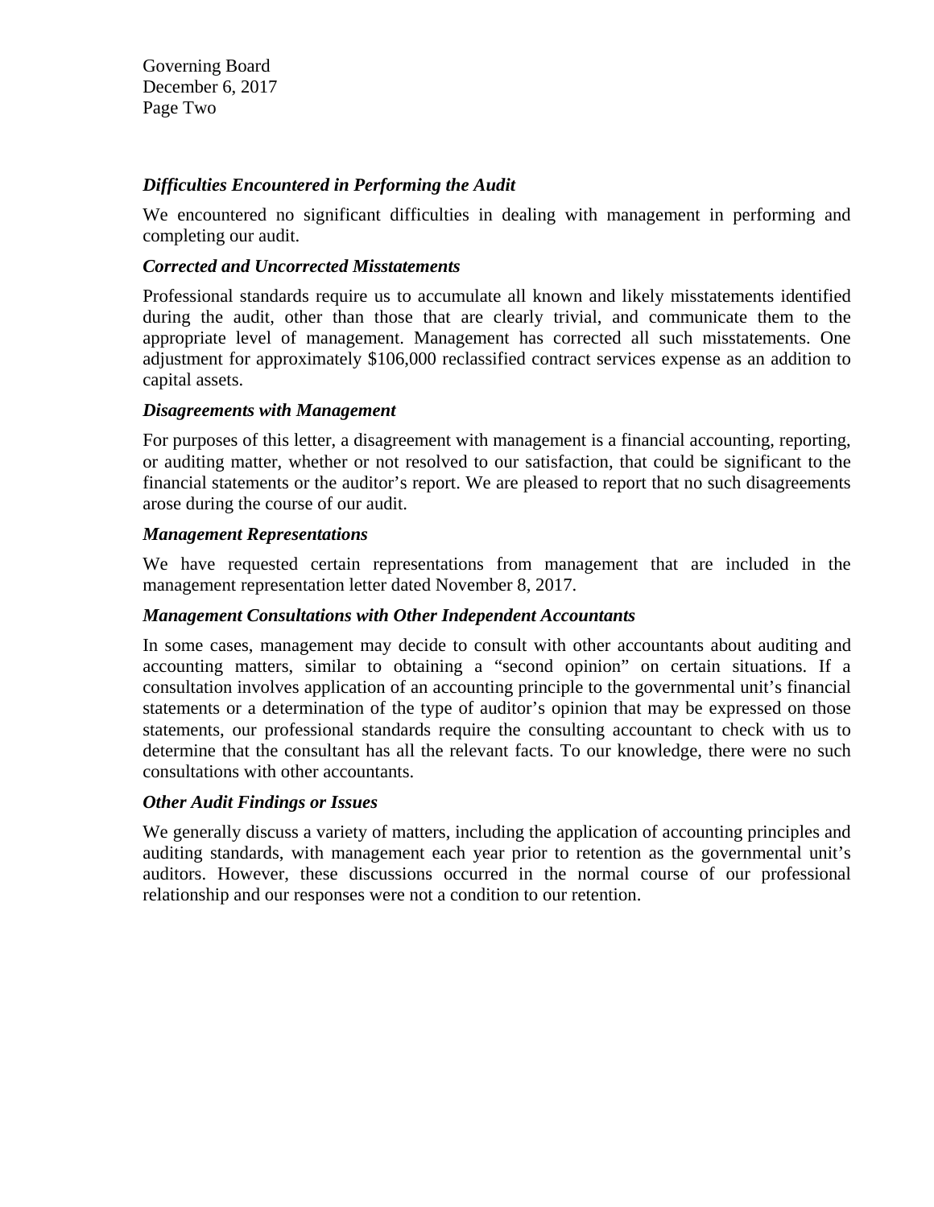Governing Board
December 6, 2017
Page Two

***Difficulties Encountered in Performing the Audit***

We encountered no significant difficulties in dealing with management in performing and completing our audit.

***Corrected and Uncorrected Misstatements***

Professional standards require us to accumulate all known and likely misstatements identified during the audit, other than those that are clearly trivial, and communicate them to the appropriate level of management. Management has corrected all such misstatements. One adjustment for approximately $106,000 reclassified contract services expense as an addition to capital assets.

***Disagreements with Management***

For purposes of this letter, a disagreement with management is a financial accounting, reporting, or auditing matter, whether or not resolved to our satisfaction, that could be significant to the financial statements or the auditor's report. We are pleased to report that no such disagreements arose during the course of our audit.

***Management Representations***

We have requested certain representations from management that are included in the management representation letter dated November 8, 2017.

***Management Consultations with Other Independent Accountants***

In some cases, management may decide to consult with other accountants about auditing and accounting matters, similar to obtaining a "second opinion" on certain situations. If a consultation involves application of an accounting principle to the governmental unit's financial statements or a determination of the type of auditor's opinion that may be expressed on those statements, our professional standards require the consulting accountant to check with us to determine that the consultant has all the relevant facts. To our knowledge, there were no such consultations with other accountants.

***Other Audit Findings or Issues***

We generally discuss a variety of matters, including the application of accounting principles and auditing standards, with management each year prior to retention as the governmental unit's auditors. However, these discussions occurred in the normal course of our professional relationship and our responses were not a condition to our retention.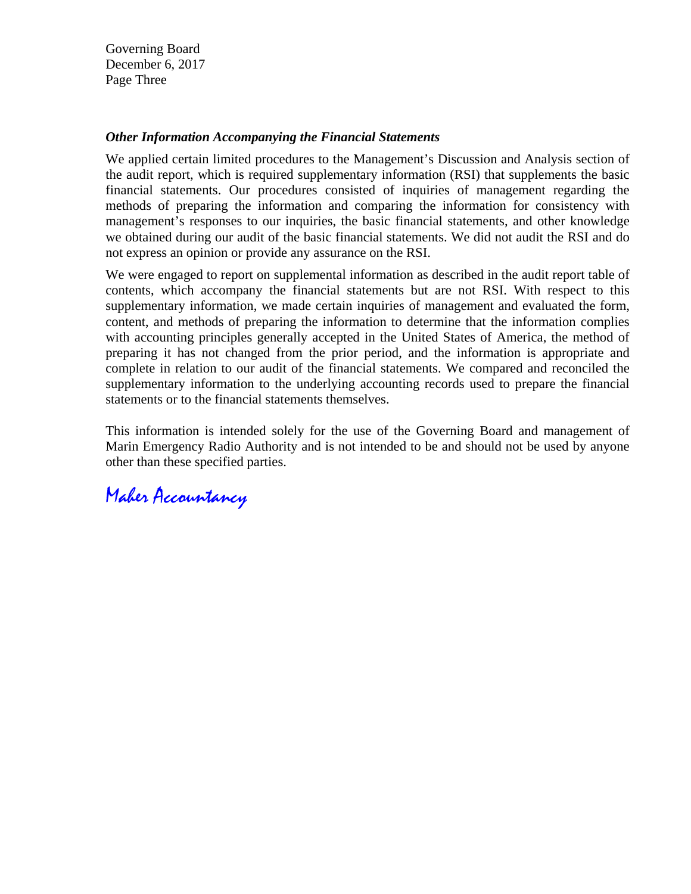Governing Board
December 6, 2017
Page Three

***Other Information Accompanying the Financial Statements***

We applied certain limited procedures to the Management's Discussion and Analysis section of the audit report, which is required supplementary information (RSI) that supplements the basic financial statements. Our procedures consisted of inquiries of management regarding the methods of preparing the information and comparing the information for consistency with management's responses to our inquiries, the basic financial statements, and other knowledge we obtained during our audit of the basic financial statements. We did not audit the RSI and do not express an opinion or provide any assurance on the RSI.

We were engaged to report on supplemental information as described in the audit report table of contents, which accompany the financial statements but are not RSI. With respect to this supplementary information, we made certain inquiries of management and evaluated the form, content, and methods of preparing the information to determine that the information complies with accounting principles generally accepted in the United States of America, the method of preparing it has not changed from the prior period, and the information is appropriate and complete in relation to our audit of the financial statements. We compared and reconciled the supplementary information to the underlying accounting records used to prepare the financial statements or to the financial statements themselves.

This information is intended solely for the use of the Governing Board and management of Marin Emergency Radio Authority and is not intended to be and should not be used by anyone other than these specified parties.

Maher Accountancy